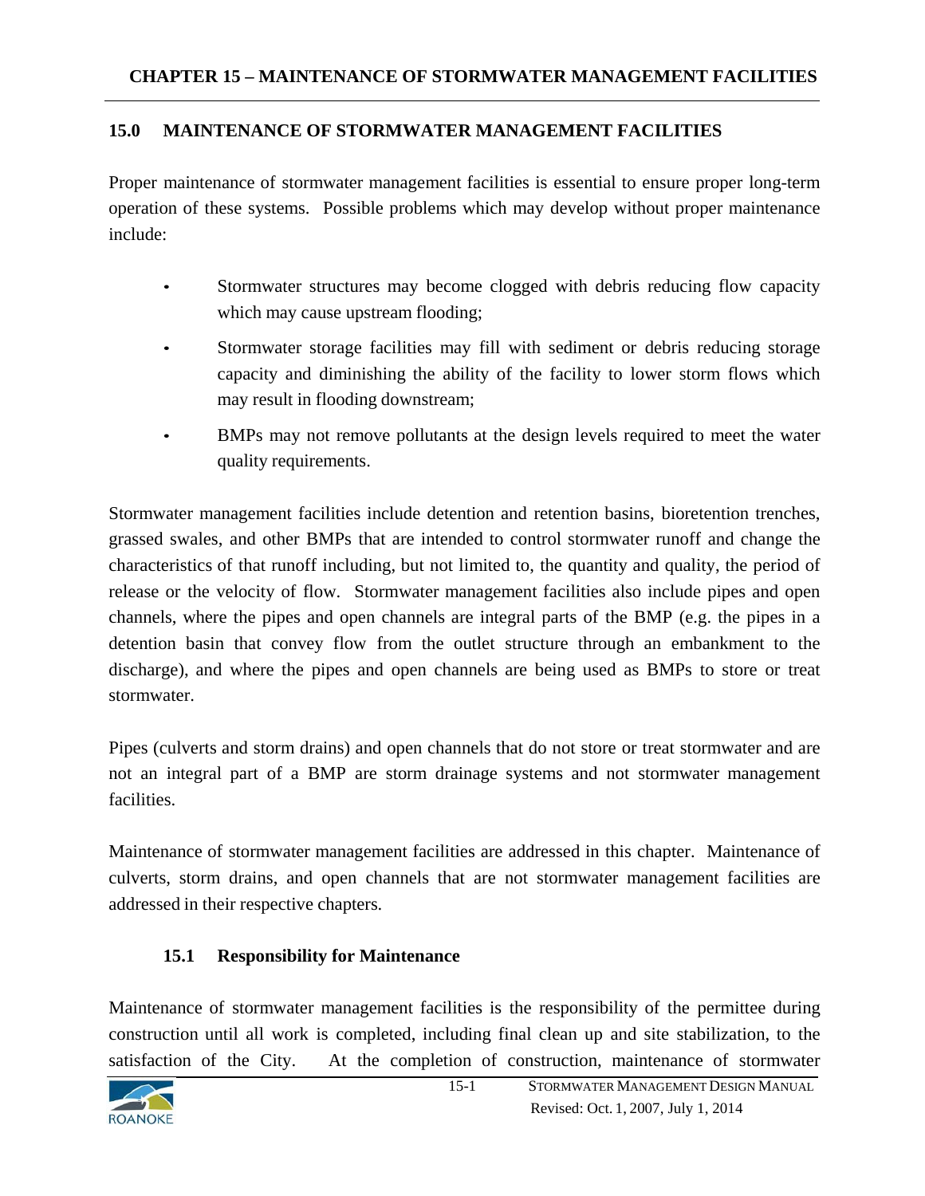# CHAPTER 15 – MAINTENANCE OF STORMWATER MANAGEMENT FACILITIES

## 15.0 MAINTENANCE OF STORMWATER MANAGEMENT FACILITIES

Proper maintenance of stormwater management facilities is essential to ensure proper long-term operation of these systems. Possible problems which may develop without proper maintenance include:

- Stormwater structures may become clogged with debris reducing flow capacity which may cause upstream flooding;
- Stormwater storage facilities may fill with sediment or debris reducing storage capacity and diminishing the ability of the facility to lower storm flows which may result in flooding downstream;
- BMPs may not remove pollutants at the design levels required to meet the water quality requirements.

Stormwater management facilities include detention and retention basins, bioretention trenches, grassed swales, and other BMPs that are intended to control stormwater runoff and change the characteristics of that runoff including, but not limited to, the quantity and quality, the period of release or the velocity of flow. Stormwater management facilities also include pipes and open channels, where the pipes and open channels are integral parts of the BMP (e.g. the pipes in a detention basin that convey flow from the outlet structure through an embankment to the discharge), and where the pipes and open channels are being used as BMPs to store or treat stormwater.

Pipes (culverts and storm drains) and open channels that do not store or treat stormwater and are not an integral part of a BMP are storm drainage systems and not stormwater management facilities.

Maintenance of stormwater management facilities are addressed in this chapter. Maintenance of culverts, storm drains, and open channels that are not stormwater management facilities are addressed in their respective chapters.

### 15.1 Responsibility for Maintenance

Maintenance of stormwater management facilities is the responsibility of the permittee during construction until all work is completed, including final clean up and site stabilization, to the satisfaction of the City. At the completion of construction, maintenance of stormwater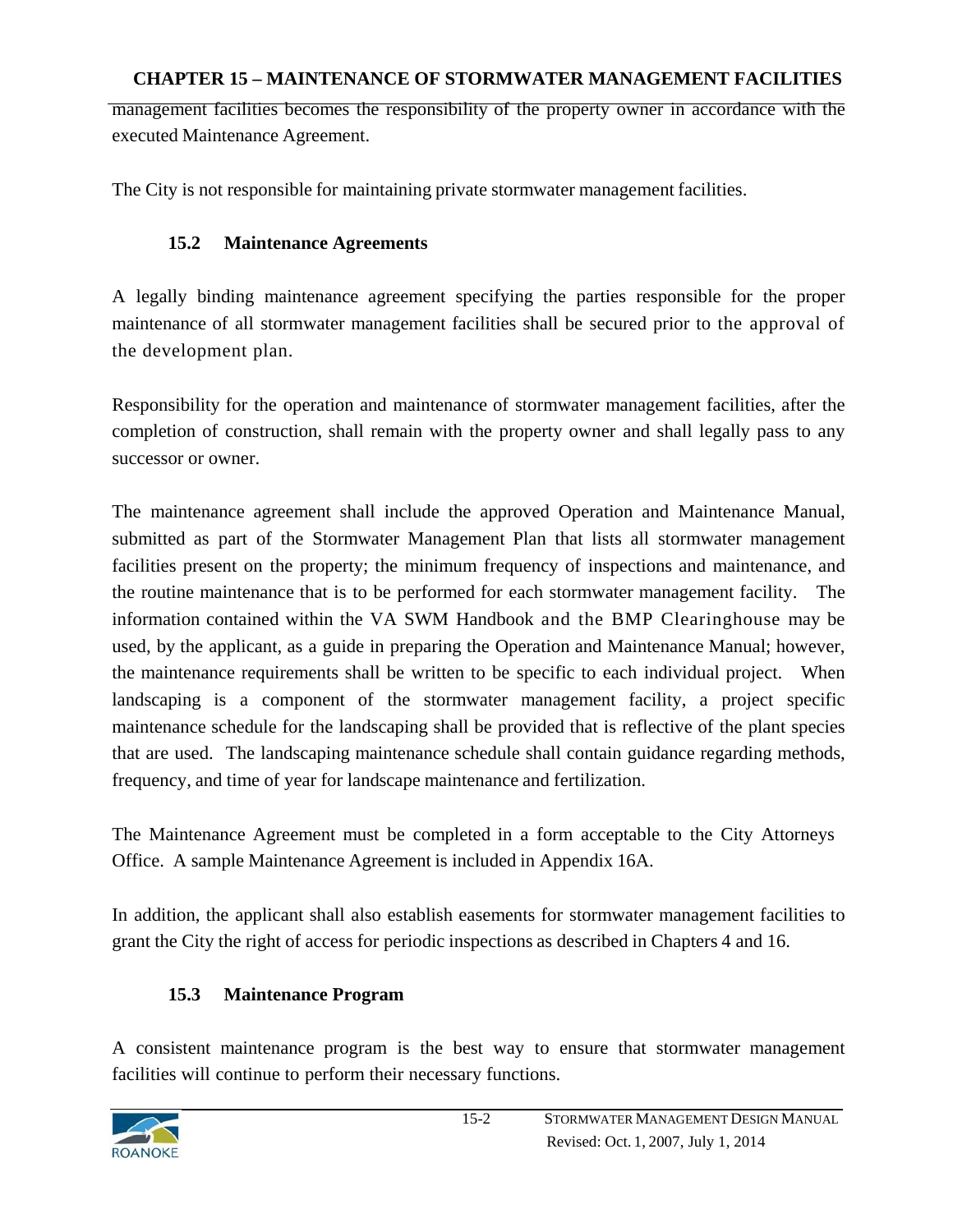management facilities becomes the responsibility of the property owner in accordance with the executed Maintenance Agreement.

The City is not responsible for maintaining private stormwater management facilities.

## 15.2 Maintenance Agreements

A legally binding maintenance agreement specifying the parties responsible for the proper maintenance of all stormwater management facilities shall be secured prior to the approval of the development plan.

Responsibility for the operation and maintenance of stormwater management facilities, after the completion of construction, shall remain with the property owner and shall legally pass to any successor or owner.

The maintenance agreement shall include the approved Operation and Maintenance Manual, submitted as part of the Stormwater Management Plan that lists all stormwater management facilities present on the property; the minimum frequency of inspections and maintenance, and the routine maintenance that is to be performed for each stormwater management facility. The information contained within the VA SWM Handbook and the BMP Clearinghouse may be used, by the applicant, as a guide in preparing the Operation and Maintenance Manual; however, the maintenance requirements shall be written to be specific to each individual project. When landscaping is a component of the stormwater management facility, a project specific maintenance schedule for the landscaping shall be provided that is reflective of the plant species that are used. The landscaping maintenance schedule shall contain guidance regarding methods, frequency, and time of year for landscape maintenance and fertilization.

The Maintenance Agreement must be completed in a form acceptable to the City Attorneys Office. A sample Maintenance Agreement is included in Appendix 16A.

In addition, the applicant shall also establish easements for stormwater management facilities to grant the City the right of access for periodic inspections as described in Chapters 4 and 16.

## 15.3 Maintenance Program

A consistent maintenance program is the best way to ensure that stormwater management facilities will continue to perform their necessary functions.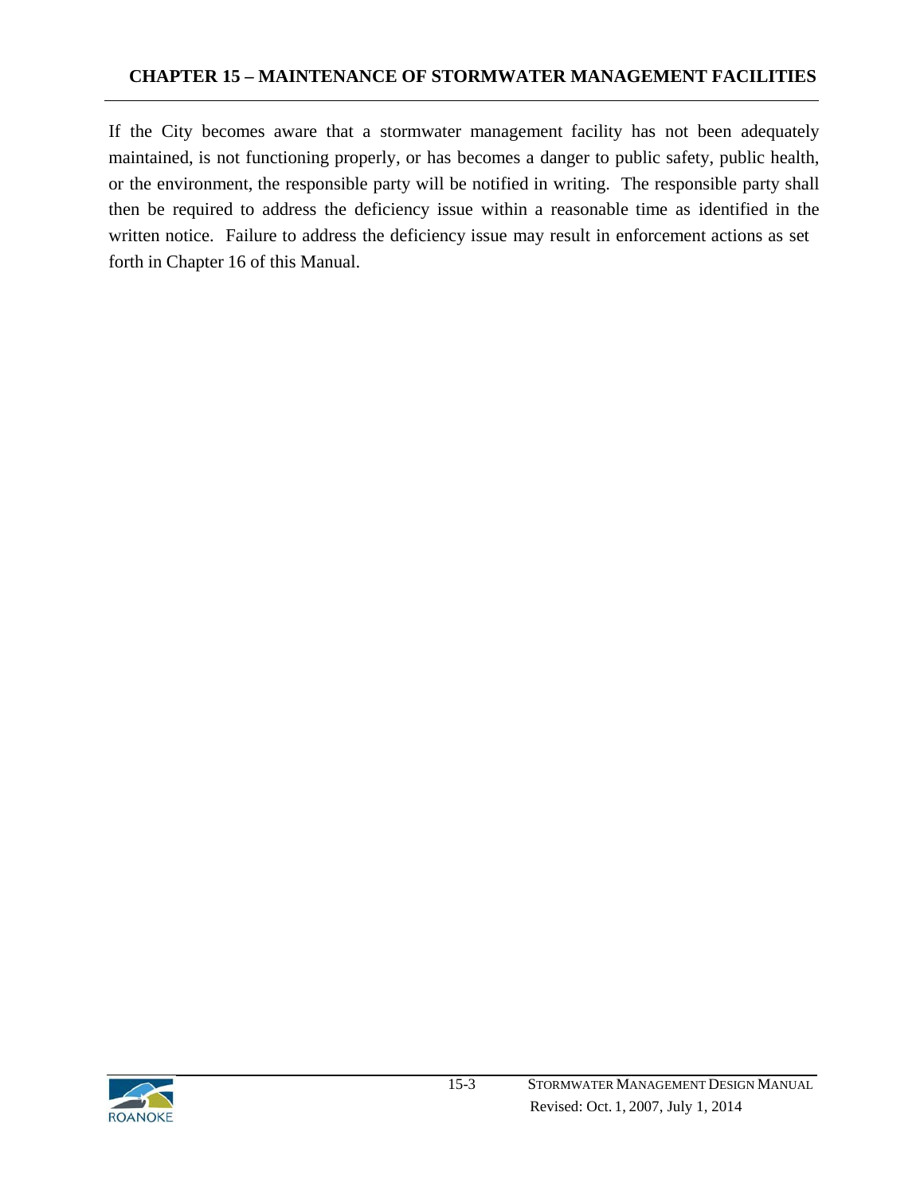If the City becomes aware that a stormwater management facility has not been adequately maintained, is not functioning properly, or has becomes a danger to public safety, public health, or the environment, the responsible party will be notified in writing. The responsible party shall then be required to address the deficiency issue within a reasonable time as identified in the written notice. Failure to address the deficiency issue may result in enforcement actions as set forth in Chapter 16 of this Manual.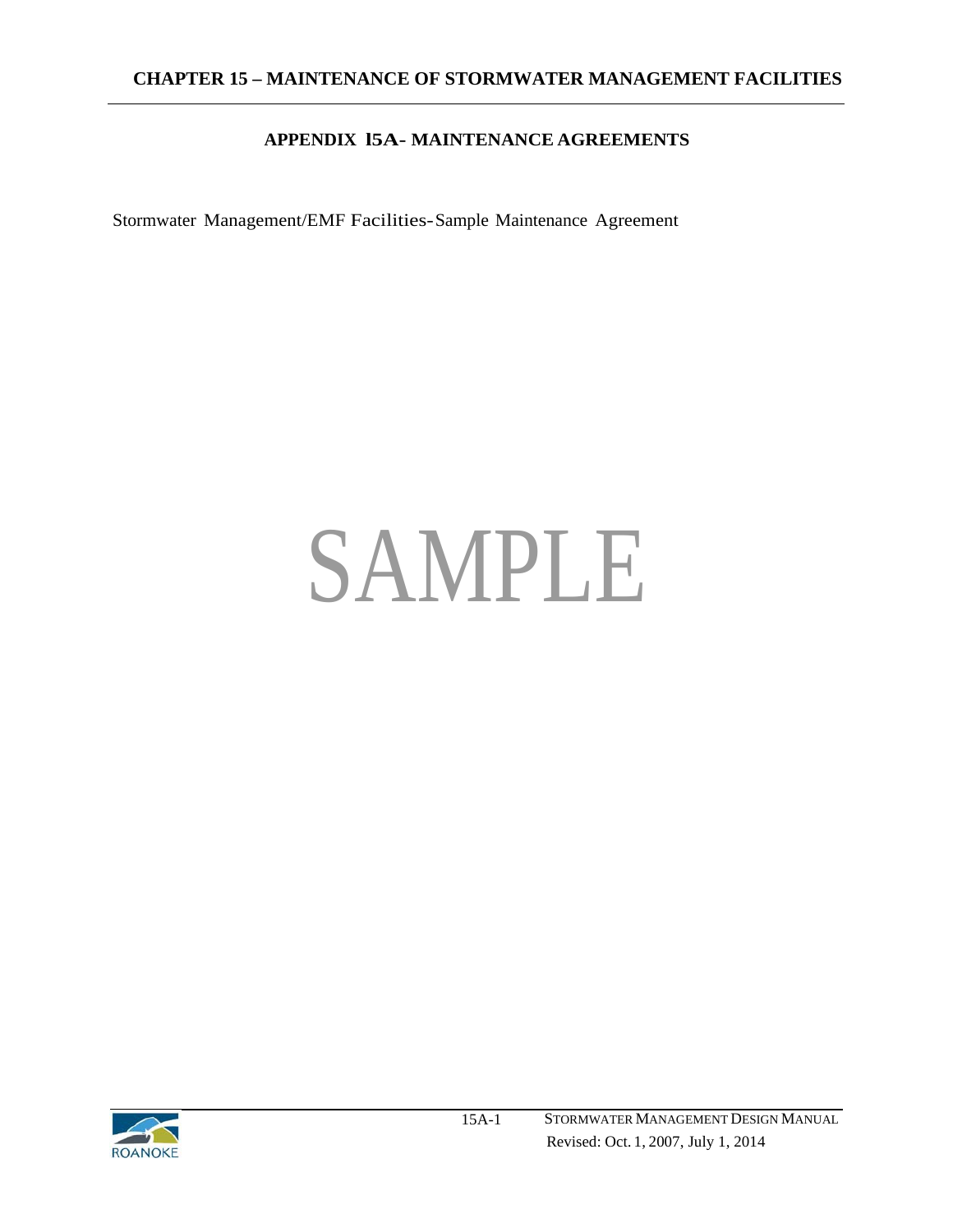## APPENDIX 15A- MAINTENANCE AGREEMENTS

Stormwater Management/EMF Facilities-Sample Maintenance Agreement

SAMPLE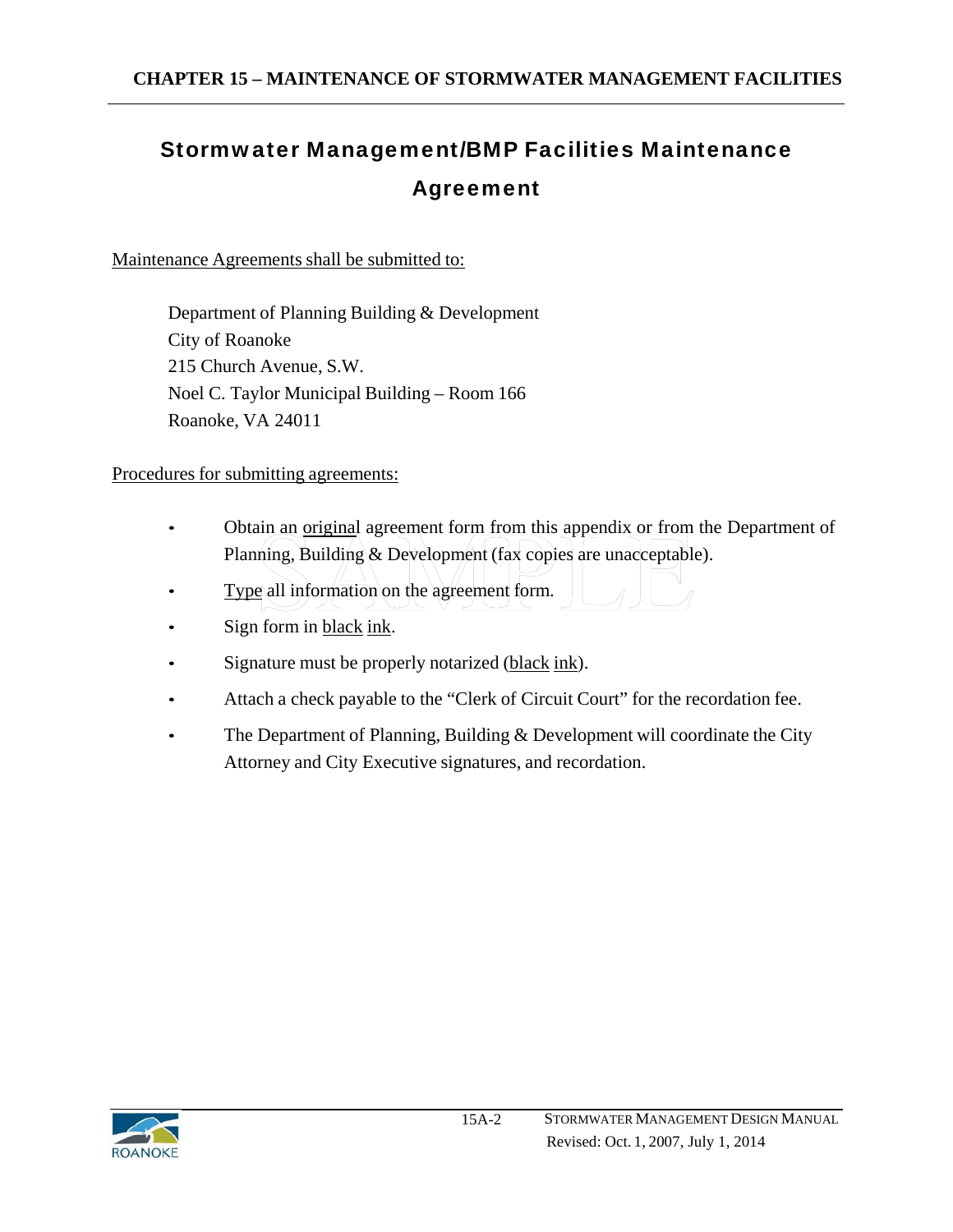# Stormwater Management/BMP Facilities Maintenance Agreement

Maintenance Agreements shall be submitted to:

Department of Planning Building & Development
City of Roanoke
215 Church Avenue, S.W.
Noel C. Taylor Municipal Building – Room 166
Roanoke, VA 24011

Procedures for submitting agreements:

- Obtain an original agreement form from this appendix or from the Department of Planning, Building & Development (fax copies are unacceptable).
- Type all information on the agreement form.
- Sign form in black ink.
- Signature must be properly notarized (black ink).
- Attach a check payable to the "Clerk of Circuit Court" for the recordation fee.
- The Department of Planning, Building & Development will coordinate the City Attorney and City Executive signatures, and recordation.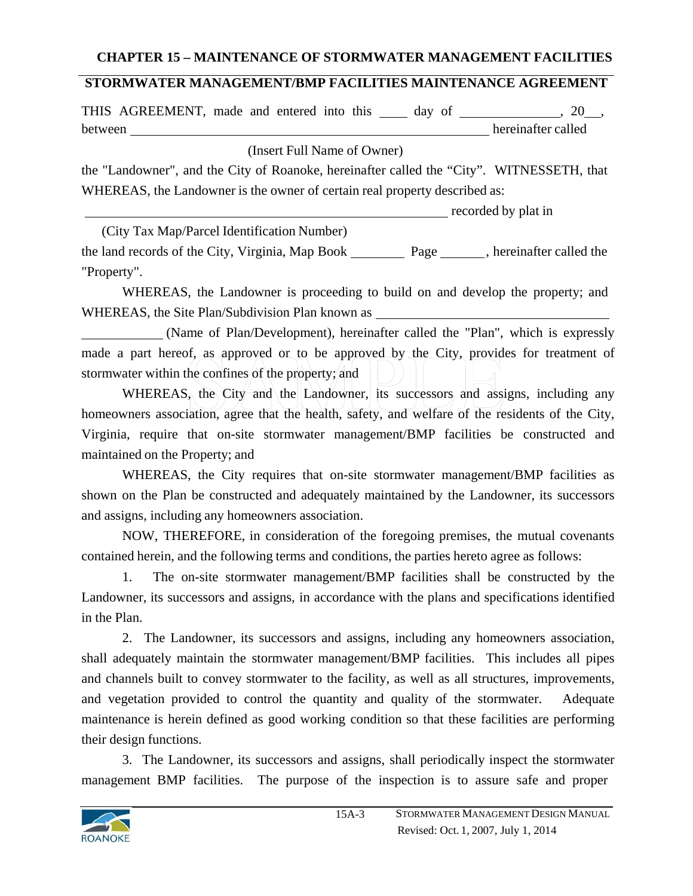## CHAPTER 15 – MAINTENANCE OF STORMWATER MANAGEMENT FACILITIES

## STORMWATER MANAGEMENT/BMP FACILITIES MAINTENANCE AGREEMENT

THIS AGREEMENT, made and entered into this ____ day of ______________, 20__, between ______________________________________________________ hereinafter called

(Insert Full Name of Owner)

the "Landowner", and the City of Roanoke, hereinafter called the "City". WITNESSETH, that WHEREAS, the Landowner is the owner of certain real property described as:

______________________________________________________ recorded by plat in

(City Tax Map/Parcel Identification Number)

the land records of the City, Virginia, Map Book ________ Page ______, hereinafter called the "Property".

WHEREAS, the Landowner is proceeding to build on and develop the property; and WHEREAS, the Site Plan/Subdivision Plan known as ___________________________________

____________ (Name of Plan/Development), hereinafter called the "Plan", which is expressly made a part hereof, as approved or to be approved by the City, provides for treatment of stormwater within the confines of the property; and

WHEREAS, the City and the Landowner, its successors and assigns, including any homeowners association, agree that the health, safety, and welfare of the residents of the City, Virginia, require that on-site stormwater management/BMP facilities be constructed and maintained on the Property; and

WHEREAS, the City requires that on-site stormwater management/BMP facilities as shown on the Plan be constructed and adequately maintained by the Landowner, its successors and assigns, including any homeowners association.

NOW, THEREFORE, in consideration of the foregoing premises, the mutual covenants contained herein, and the following terms and conditions, the parties hereto agree as follows:

1. The on-site stormwater management/BMP facilities shall be constructed by the Landowner, its successors and assigns, in accordance with the plans and specifications identified in the Plan.

2. The Landowner, its successors and assigns, including any homeowners association, shall adequately maintain the stormwater management/BMP facilities. This includes all pipes and channels built to convey stormwater to the facility, as well as all structures, improvements, and vegetation provided to control the quantity and quality of the stormwater. Adequate maintenance is herein defined as good working condition so that these facilities are performing their design functions.

3. The Landowner, its successors and assigns, shall periodically inspect the stormwater management BMP facilities. The purpose of the inspection is to assure safe and proper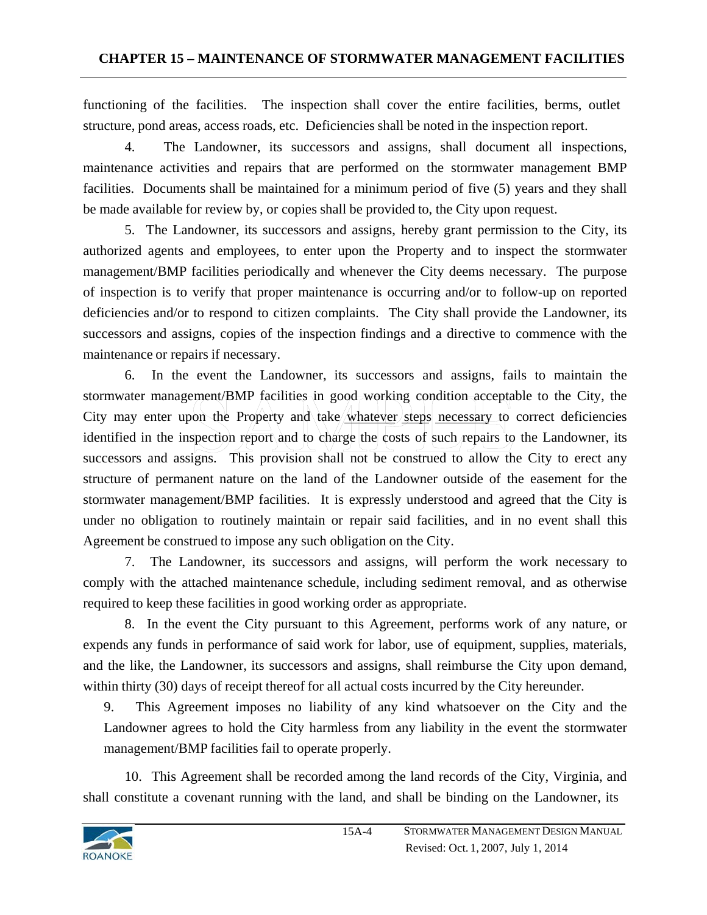functioning of the facilities. The inspection shall cover the entire facilities, berms, outlet structure, pond areas, access roads, etc. Deficiencies shall be noted in the inspection report.

4. The Landowner, its successors and assigns, shall document all inspections, maintenance activities and repairs that are performed on the stormwater management BMP facilities. Documents shall be maintained for a minimum period of five (5) years and they shall be made available for review by, or copies shall be provided to, the City upon request.

5. The Landowner, its successors and assigns, hereby grant permission to the City, its authorized agents and employees, to enter upon the Property and to inspect the stormwater management/BMP facilities periodically and whenever the City deems necessary. The purpose of inspection is to verify that proper maintenance is occurring and/or to follow-up on reported deficiencies and/or to respond to citizen complaints. The City shall provide the Landowner, its successors and assigns, copies of the inspection findings and a directive to commence with the maintenance or repairs if necessary.

6. In the event the Landowner, its successors and assigns, fails to maintain the stormwater management/BMP facilities in good working condition acceptable to the City, the City may enter upon the Property and take <u>whatever steps necessary</u> to correct deficiencies identified in the inspection report and to charge the costs of such repairs to the Landowner, its successors and assigns. This provision shall not be construed to allow the City to erect any structure of permanent nature on the land of the Landowner outside of the easement for the stormwater management/BMP facilities. It is expressly understood and agreed that the City is under no obligation to routinely maintain or repair said facilities, and in no event shall this Agreement be construed to impose any such obligation on the City.

7. The Landowner, its successors and assigns, will perform the work necessary to comply with the attached maintenance schedule, including sediment removal, and as otherwise required to keep these facilities in good working order as appropriate.

8. In the event the City pursuant to this Agreement, performs work of any nature, or expends any funds in performance of said work for labor, use of equipment, supplies, materials, and the like, the Landowner, its successors and assigns, shall reimburse the City upon demand, within thirty (30) days of receipt thereof for all actual costs incurred by the City hereunder.

9. This Agreement imposes no liability of any kind whatsoever on the City and the Landowner agrees to hold the City harmless from any liability in the event the stormwater management/BMP facilities fail to operate properly.

10. This Agreement shall be recorded among the land records of the City, Virginia, and shall constitute a covenant running with the land, and shall be binding on the Landowner, its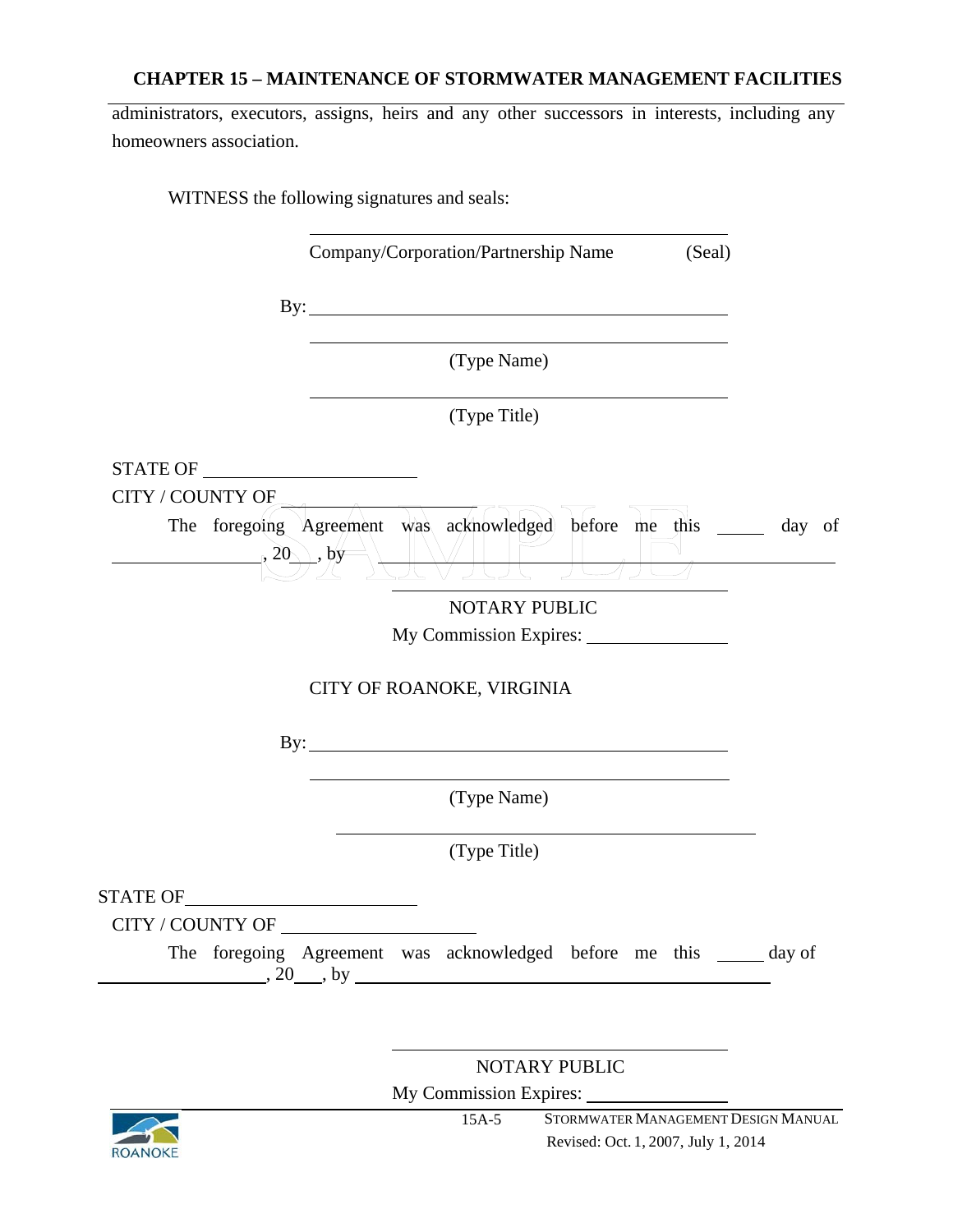administrators, executors, assigns, heirs and any other successors in interests, including any homeowners association.

WITNESS the following signatures and seals:

\_\_\_\_\_\_\_\_\_\_\_\_\_\_\_\_\_\_\_\_\_\_\_\_\_\_\_\_\_\_\_\_\_\_\_\_\_\_\_\_

Company/Corporation/Partnership Name (Seal)

By: \_\_\_\_\_\_\_\_\_\_\_\_\_\_\_\_\_\_\_\_\_\_\_\_\_\_\_\_\_\_\_\_\_\_\_\_\_\_\_\_

\_\_\_\_\_\_\_\_\_\_\_\_\_\_\_\_\_\_\_\_\_\_\_\_\_\_\_\_\_\_\_\_\_\_\_\_\_\_\_\_

(Type Name)

\_\_\_\_\_\_\_\_\_\_\_\_\_\_\_\_\_\_\_\_\_\_\_\_\_\_\_\_\_\_\_\_\_\_\_\_\_\_\_\_

(Type Title)

STATE OF \_\_\_\_\_\_\_\_\_\_\_\_\_\_\_\_\_\_\_\_

CITY / COUNTY OF \_\_\_\_\_\_\_\_\_\_\_\_\_\_\_\_\_\_\_\_

The foregoing Agreement was acknowledged before me this \_\_\_\_\_ day of \_\_\_\_\_\_\_\_\_\_\_\_\_\_\_\_, 20\_\_\_, by \_\_\_\_\_\_\_\_\_\_\_\_\_\_\_\_\_\_\_\_\_\_\_\_\_\_\_\_\_\_\_\_\_\_\_\_\_\_\_\_\_\_\_\_\_\_

\_\_\_\_\_\_\_\_\_\_\_\_\_\_\_\_\_\_\_\_\_\_\_\_\_\_\_\_\_\_\_\_\_\_

NOTARY PUBLIC

My Commission Expires: \_\_\_\_\_\_\_\_\_\_\_\_\_\_\_\_

CITY OF ROANOKE, VIRGINIA

By: \_\_\_\_\_\_\_\_\_\_\_\_\_\_\_\_\_\_\_\_\_\_\_\_\_\_\_\_\_\_\_\_\_\_\_\_\_\_\_\_

\_\_\_\_\_\_\_\_\_\_\_\_\_\_\_\_\_\_\_\_\_\_\_\_\_\_\_\_\_\_\_\_\_\_\_\_\_\_\_\_

(Type Name)

\_\_\_\_\_\_\_\_\_\_\_\_\_\_\_\_\_\_\_\_\_\_\_\_\_\_\_\_\_\_\_\_\_\_\_\_\_\_\_\_

(Type Title)

STATE OF \_\_\_\_\_\_\_\_\_\_\_\_\_\_\_\_\_\_\_\_

CITY / COUNTY OF \_\_\_\_\_\_\_\_\_\_\_\_\_\_\_\_\_\_\_\_

The foregoing Agreement was acknowledged before me this \_\_\_\_\_ day of \_\_\_\_\_\_\_\_\_\_\_\_\_\_\_\_, 20\_\_\_, by \_\_\_\_\_\_\_\_\_\_\_\_\_\_\_\_\_\_\_\_\_\_\_\_\_\_\_\_\_\_\_\_\_\_\_\_\_\_\_\_\_\_\_\_\_\_

\_\_\_\_\_\_\_\_\_\_\_\_\_\_\_\_\_\_\_\_\_\_\_\_\_\_\_\_\_\_\_\_\_\_

NOTARY PUBLIC

My Commission Expires: \_\_\_\_\_\_\_\_\_\_\_\_\_\_\_\_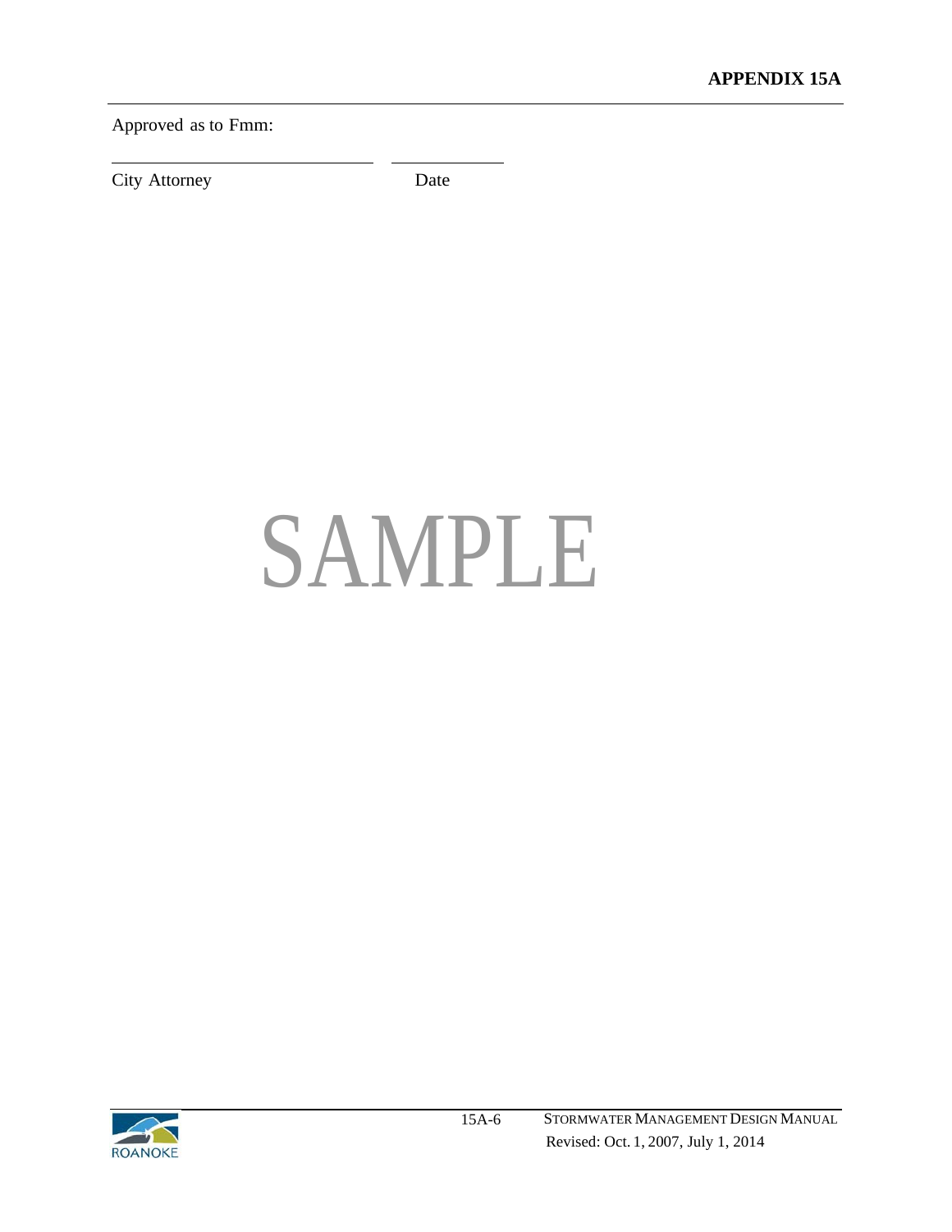Approved as to Fmm:

\_\_\_\_\_\_\_\_\_\_\_\_\_\_\_\_\_\_\_\_\_\_\_\_\_\_\_\_ \_\_\_\_\_\_\_\_\_\_\_\_

City Attorney Date

SAMPLE